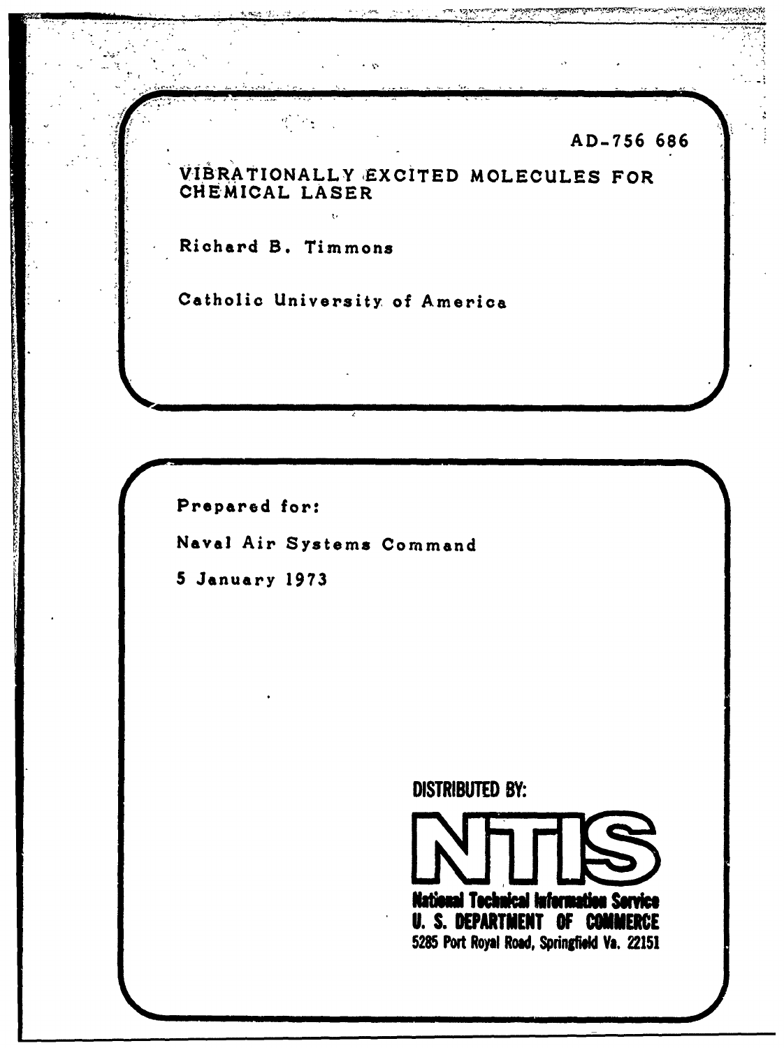AD-756 686

# VIBRATIONALLY EXCITED MOLECULES FOR CHEMICAL LASER

Richard B. Timmons

Catholic University of America

Prepared for:

Naval Air Systems Command

5 January 1973

DISTRIBUTED BY:

**NTIS**

**National Technical Information Service**
**U. S. DEPARTMENT OF COMMERCE**
5285 Port Royal Road, Springfield Va. 22151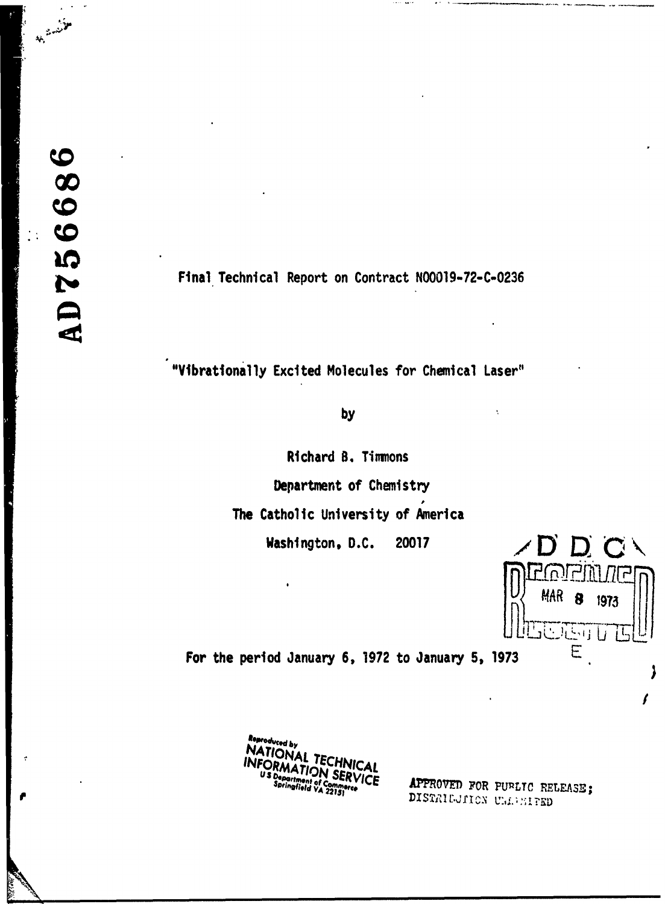AD756686

Final Technical Report on Contract N00019-72-C-0236

"Vibrationally Excited Molecules for Chemical Laser"

by

Richard B. Timmons

Department of Chemistry

The Catholic University of America

Washington, D.C. 20017

DDC

MAR 8 1973

For the period January 6, 1972 to January 5, 1973

Reproduced by
NATIONAL TECHNICAL INFORMATION SERVICE
US Department of Commerce
Springfield VA 22151

APPROVED FOR PUBLIC RELEASE;
DISTRIBUTION UNLIMITED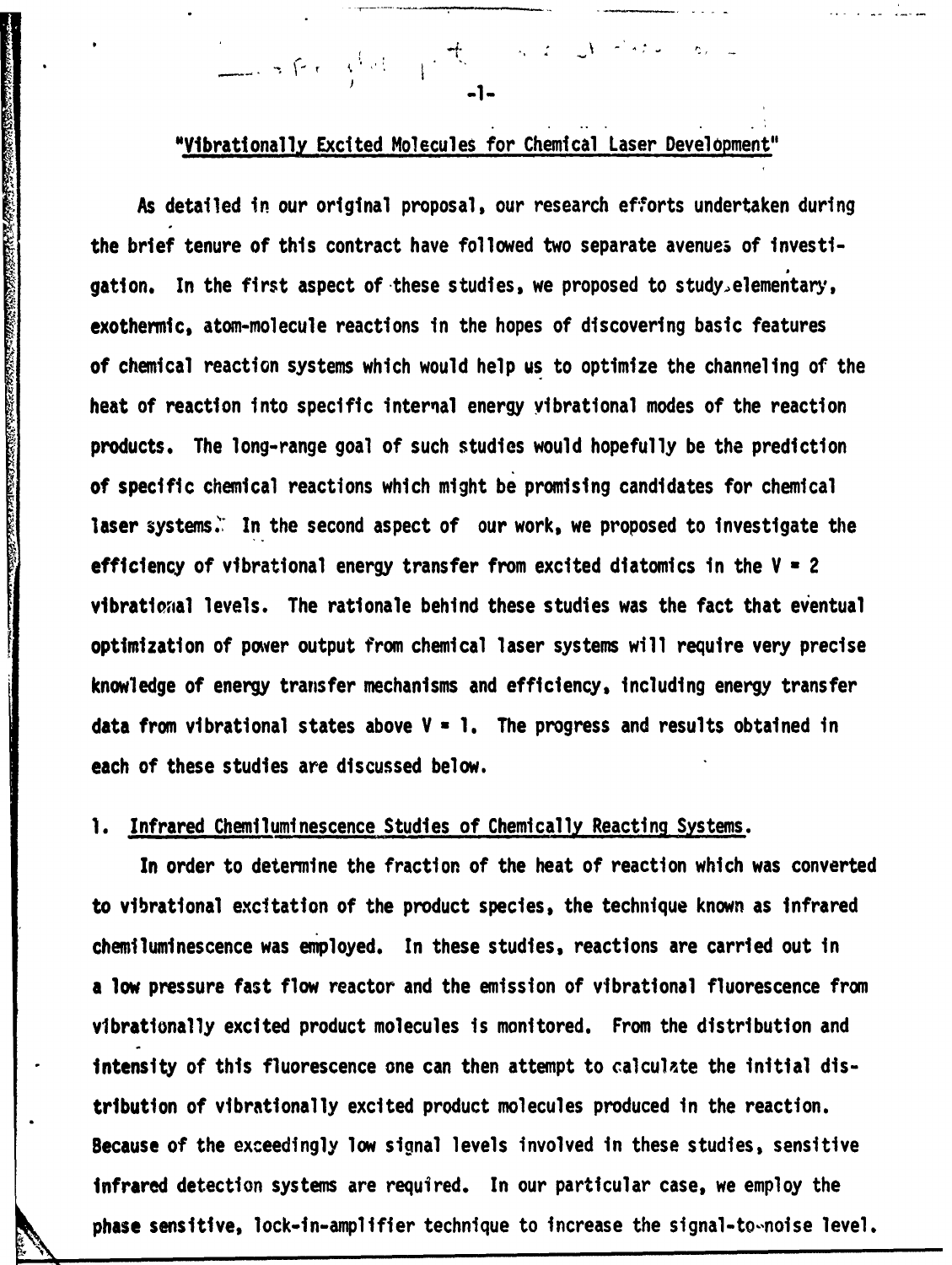## "Vibrationally Excited Molecules for Chemical Laser Development"

As detailed in our original proposal, our research efforts undertaken during the brief tenure of this contract have followed two separate avenues of investigation. In the first aspect of these studies, we proposed to study elementary, exothermic, atom-molecule reactions in the hopes of discovering basic features of chemical reaction systems which would help us to optimize the channeling of the heat of reaction into specific internal energy vibrational modes of the reaction products. The long-range goal of such studies would hopefully be the prediction of specific chemical reactions which might be promising candidates for chemical laser systems. In the second aspect of our work, we proposed to investigate the efficiency of vibrational energy transfer from excited diatomics in the $V = 2$ vibrational levels. The rationale behind these studies was the fact that eventual optimization of power output from chemical laser systems will require very precise knowledge of energy transfer mechanisms and efficiency, including energy transfer data from vibrational states above $V = 1$. The progress and results obtained in each of these studies are discussed below.

### 1. Infrared Chemiluminescence Studies of Chemically Reacting Systems.

In order to determine the fraction of the heat of reaction which was converted to vibrational excitation of the product species, the technique known as infrared chemiluminescence was employed. In these studies, reactions are carried out in a low pressure fast flow reactor and the emission of vibrational fluorescence from vibrationally excited product molecules is monitored. From the distribution and intensity of this fluorescence one can then attempt to calculate the initial distribution of vibrationally excited product molecules produced in the reaction. Because of the exceedingly low signal levels involved in these studies, sensitive infrared detection systems are required. In our particular case, we employ the phase sensitive, lock-in-amplifier technique to increase the signal-to-noise level.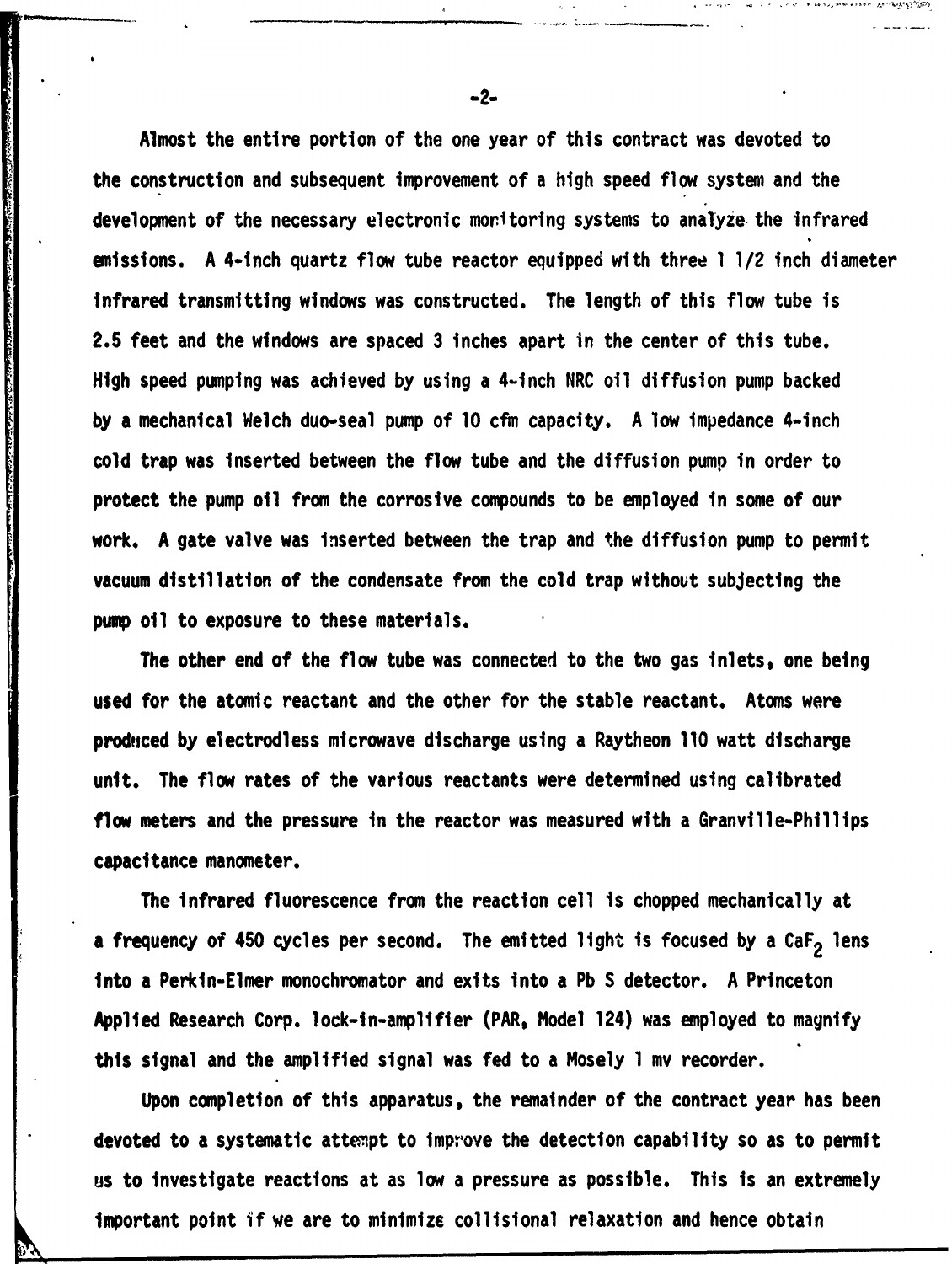Almost the entire portion of the one year of this contract was devoted to the construction and subsequent improvement of a high speed flow system and the development of the necessary electronic monitoring systems to analyze the infrared emissions. A 4-inch quartz flow tube reactor equipped with three 1 1/2 inch diameter infrared transmitting windows was constructed. The length of this flow tube is 2.5 feet and the windows are spaced 3 inches apart in the center of this tube. High speed pumping was achieved by using a 4-inch NRC oil diffusion pump backed by a mechanical Welch duo-seal pump of 10 cfm capacity. A low impedance 4-inch cold trap was inserted between the flow tube and the diffusion pump in order to protect the pump oil from the corrosive compounds to be employed in some of our work. A gate valve was inserted between the trap and the diffusion pump to permit vacuum distillation of the condensate from the cold trap without subjecting the pump oil to exposure to these materials.

The other end of the flow tube was connected to the two gas inlets, one being used for the atomic reactant and the other for the stable reactant. Atoms were produced by electrodless microwave discharge using a Raytheon 110 watt discharge unit. The flow rates of the various reactants were determined using calibrated flow meters and the pressure in the reactor was measured with a Granville-Phillips capacitance manometer.

The infrared fluorescence from the reaction cell is chopped mechanically at a frequency of 450 cycles per second. The emitted light is focused by a $CaF_2$ lens into a Perkin-Elmer monochromator and exits into a Pb S detector. A Princeton Applied Research Corp. lock-in-amplifier (PAR, Model 124) was employed to magnify this signal and the amplified signal was fed to a Mosely 1 mv recorder.

Upon completion of this apparatus, the remainder of the contract year has been devoted to a systematic attempt to improve the detection capability so as to permit us to investigate reactions at as low a pressure as possible. This is an extremely important point if we are to minimize collisional relaxation and hence obtain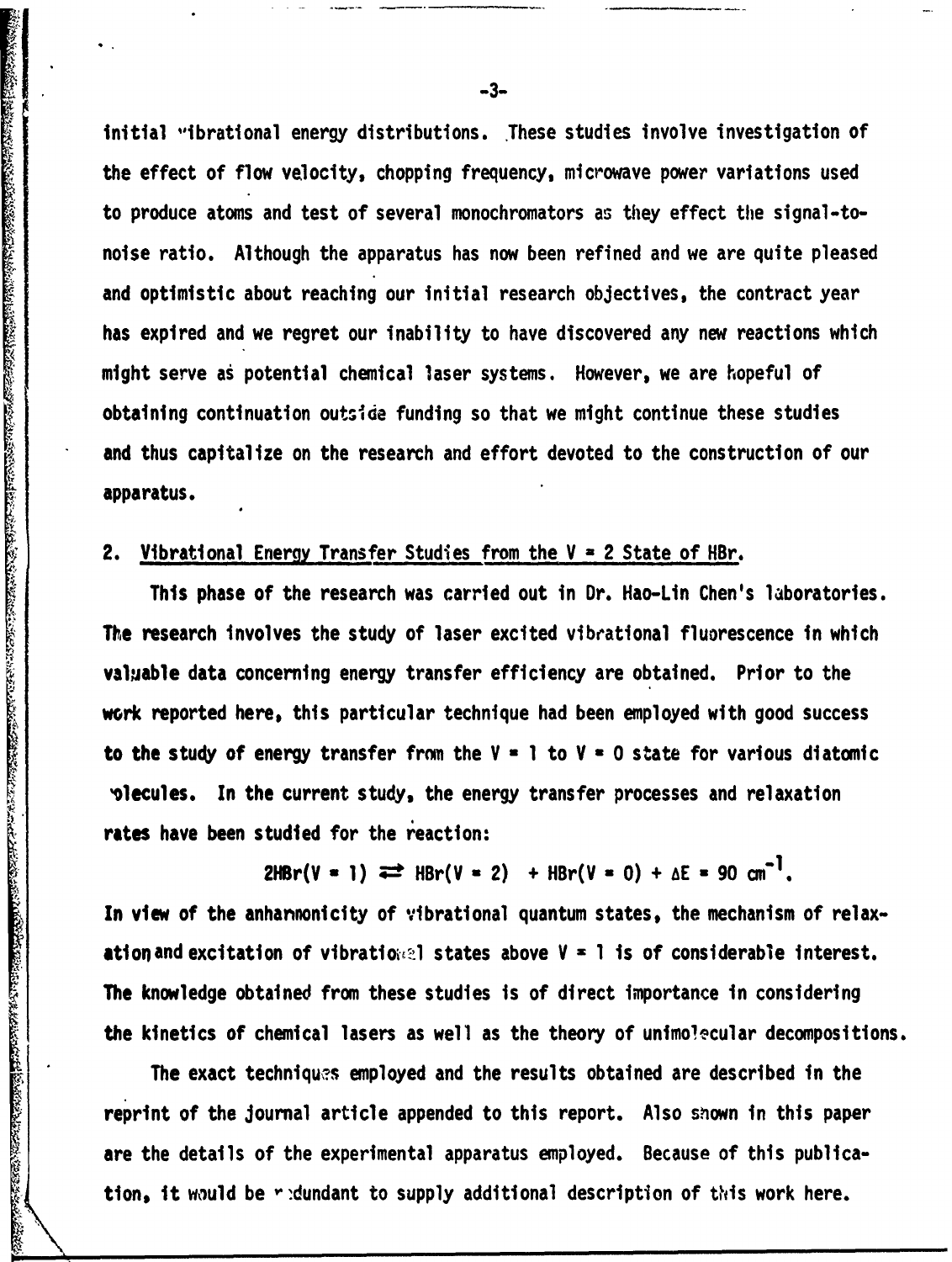initial vibrational energy distributions. These studies involve investigation of the effect of flow velocity, chopping frequency, microwave power variations used to produce atoms and test of several monochromators as they effect the signal-to-noise ratio. Although the apparatus has now been refined and we are quite pleased and optimistic about reaching our initial research objectives, the contract year has expired and we regret our inability to have discovered any new reactions which might serve as potential chemical laser systems. However, we are hopeful of obtaining continuation outside funding so that we might continue these studies and thus capitalize on the research and effort devoted to the construction of our apparatus.

## 2. Vibrational Energy Transfer Studies from the V = 2 State of HBr.

This phase of the research was carried out in Dr. Hao-Lin Chen's laboratories. The research involves the study of laser excited vibrational fluorescence in which valuable data concerning energy transfer efficiency are obtained. Prior to the work reported here, this particular technique had been employed with good success to the study of energy transfer from the V = 1 to V = 0 state for various diatomic molecules. In the current study, the energy transfer processes and relaxation rates have been studied for the reaction:

$$2HBr(V = 1) \rightleftarrows HBr(V = 2) + HBr(V = 0) + \Delta E = 90 \text{ cm}^{-1}.$$

In view of the anharmonicity of vibrational quantum states, the mechanism of relaxation and excitation of vibrational states above V = 1 is of considerable interest. The knowledge obtained from these studies is of direct importance in considering the kinetics of chemical lasers as well as the theory of unimolecular decompositions.

The exact techniques employed and the results obtained are described in the reprint of the journal article appended to this report. Also shown in this paper are the details of the experimental apparatus employed. Because of this publication, it would be redundant to supply additional description of this work here.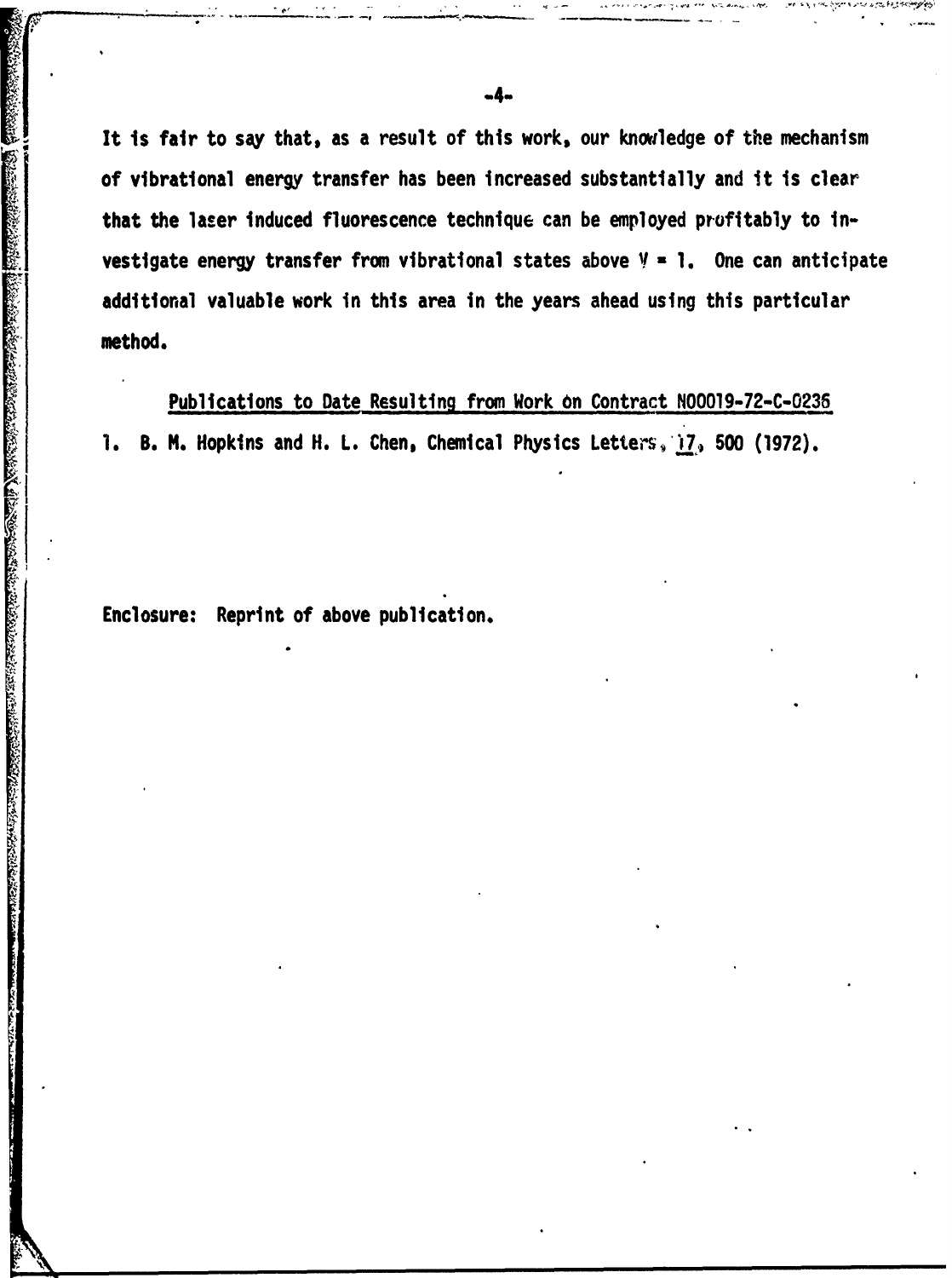It is fair to say that, as a result of this work, our knowledge of the mechanism of vibrational energy transfer has been increased substantially and it is clear that the laser induced fluorescence technique can be employed profitably to investigate energy transfer from vibrational states above $V = 1$. One can anticipate additional valuable work in this area in the years ahead using this particular method.

Publications to Date Resulting from Work on Contract N00019-72-C-0236

1. B. M. Hopkins and H. L. Chen, Chemical Physics Letters, 17, 500 (1972).

Enclosure: Reprint of above publication.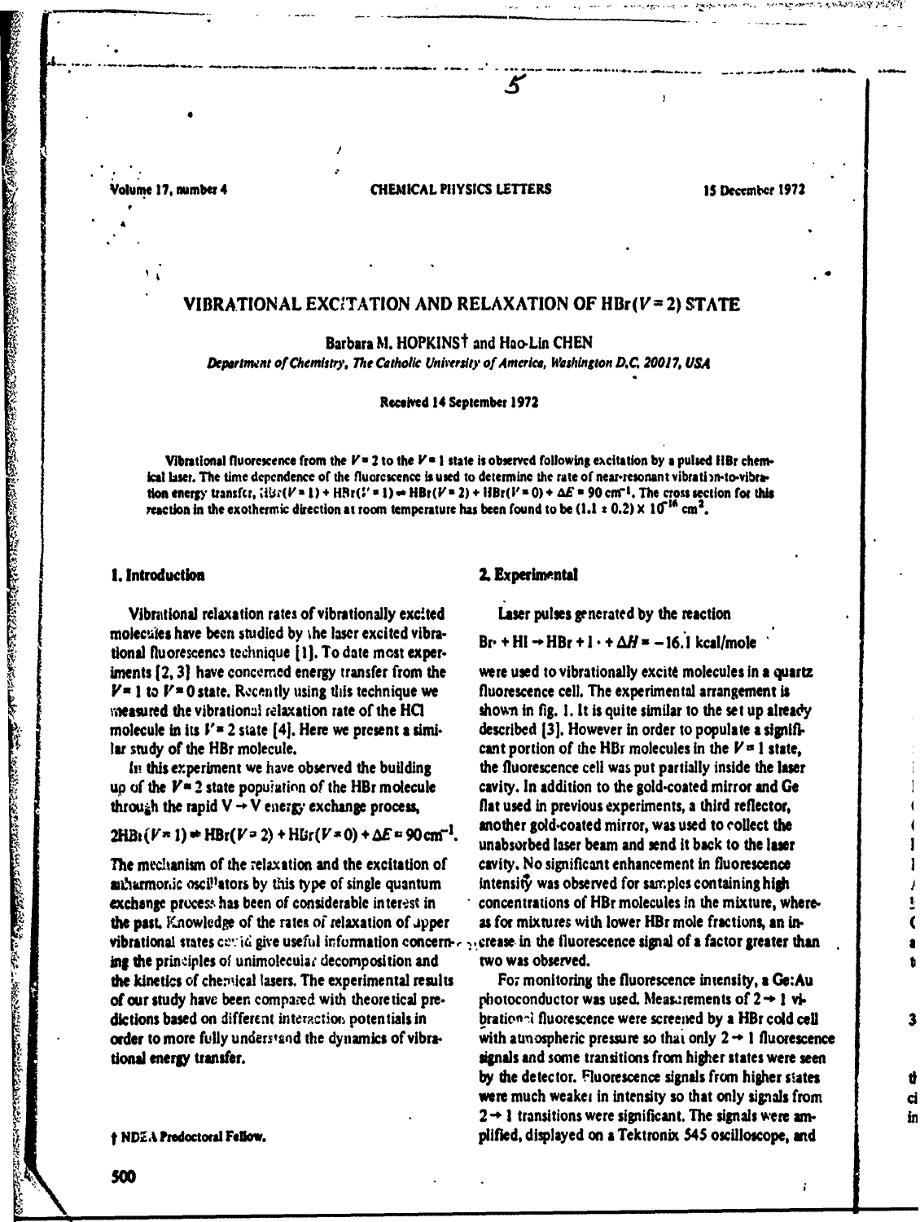# VIBRATIONAL EXCITATION AND RELAXATION OF HBr($V = 2$) STATE

Barbara M. HOPKINS† and Hao-Lin CHEN

*Department of Chemistry, The Catholic University of America, Washington D.C. 20017, USA*

Received 14 September 1972

Vibrational fluorescence from the $V = 2$ to the $V = 1$ state is observed following excitation by a pulsed HBr chemical laser. The time dependence of the fluorescence is used to determine the rate of near-resonant vibration-to-vibration energy transfer, $HBr(V = 1) + HBr(V = 1) \rightarrow HBr(V = 2) + HBr(V = 0) + \Delta E = 90\ cm^{-1}$. The cross section for this reaction in the exothermic direction at room temperature has been found to be $(1.1 \pm 0.2) \times 10^{-16}\ cm^2$.

## 1. Introduction

Vibrational relaxation rates of vibrationally excited molecules have been studied by the laser excited vibrational fluorescence technique [1]. To date most experiments [2, 3] have concerned energy transfer from the $V = 1$ to $V = 0$ state. Recently using this technique we measured the vibrational relaxation rate of the HCl molecule in its $V = 2$ state [4]. Here we present a similar study of the HBr molecule.

In this experiment we have observed the building up of the $V = 2$ state population of the HBr molecule through the rapid $V \rightarrow V$ energy exchange process,

$$2HBr(V = 1) \rightarrow HBr(V = 2) + HBr(V = 0) + \Delta E = 90\ cm^{-1}.$$

The mechanism of the relaxation and the excitation of anharmonic oscillators by this type of single quantum exchange process has been of considerable interest in the past. Knowledge of the rates of relaxation of upper vibrational states could give useful information concerning the principles of unimolecular decomposition and the kinetics of chemical lasers. The experimental results of our study have been compared with theoretical predictions based on different interaction potentials in order to more fully understand the dynamics of vibrational energy transfer.

## 2. Experimental

Laser pulses generated by the reaction

$$Br \cdot + HI \rightarrow HBr + I \cdot + \Delta H = -16.1\ kcal/mole$$

were used to vibrationally excite molecules in a quartz fluorescence cell. The experimental arrangement is shown in fig. 1. It is quite similar to the set up already described [3]. However in order to populate a significant portion of the HBr molecules in the $V = 1$ state, the fluorescence cell was put partially inside the laser cavity. In addition to the gold-coated mirror and Ge flat used in previous experiments, a third reflector, another gold-coated mirror, was used to collect the unabsorbed laser beam and send it back to the laser cavity. No significant enhancement in fluorescence intensity was observed for samples containing high concentrations of HBr molecules in the mixture, whereas for mixtures with lower HBr mole fractions, an increase in the fluorescence signal of a factor greater than two was observed.

For monitoring the fluorescence intensity, a Ge:Au photoconductor was used. Measurements of $2 \rightarrow 1$ vibrational fluorescence were screened by a HBr cold cell with atmospheric pressure so that only $2 \rightarrow 1$ fluorescence signals and some transitions from higher states were seen by the detector. Fluorescence signals from higher states were much weaker in intensity so that only signals from $2 \rightarrow 1$ transitions were significant. The signals were amplified, displayed on a Tektronix 545 oscilloscope, and

† NDEA Predoctoral Fellow.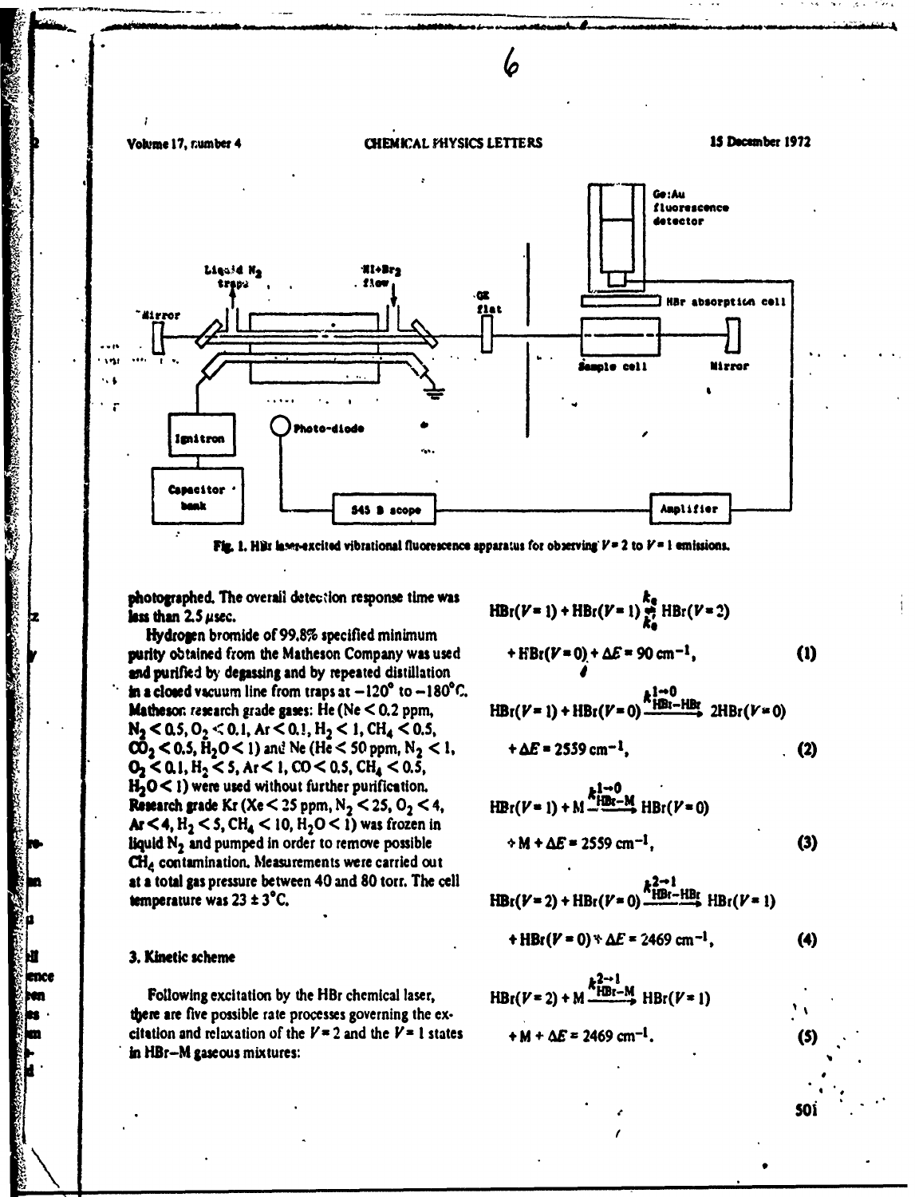Fig. 1. HBr laser-excited vibrational fluorescence apparatus for observing $V = 2$ to $V = 1$ emissions.

photographed. The overall detection response time was less than 2.5 μsec.

Hydrogen bromide of 99.8% specified minimum purity obtained from the Matheson Company was used and purified by degassing and by repeated distillation in a closed vacuum line from traps at −120° to −180°C. Matheson research grade gases: He (Ne < 0.2 ppm, $N_2$ < 0.5, $O_2$ < 0.1, Ar < 0.1, $H_2$ < 1, $CH_4$ < 0.5, $CO_2$ < 0.5, $H_2O$ < 1) and Ne (He < 50 ppm, $N_2$ < 1, $O_2$ < 0.1, $H_2$ < 5, Ar < 1, CO < 0.5, $CH_4$ < 0.5, $H_2O$ < 1) were used without further purification. Research grade Kr (Xe < 25 ppm, $N_2$ < 25, $O_2$ < 4, Ar < 4, $H_2$ < 5, $CH_4$ < 10, $H_2O$ < 1) was frozen in liquid $N_2$ and pumped in order to remove possible $CH_4$ contamination. Measurements were carried out at a total gas pressure between 40 and 80 torr. The cell temperature was 23 ± 3°C.

## 3. Kinetic scheme

Following excitation by the HBr chemical laser, there are five possible rate processes governing the excitation and relaxation of the $V = 2$ and the $V = 1$ states in HBr–M gaseous mixtures:

$$\mathrm{HBr}(V=1) + \mathrm{HBr}(V=1) \underset{k_e'}{\overset{k_e}{\rightleftharpoons}} \mathrm{HBr}(V=2) + \mathrm{HBr}(V=0) + \Delta E = 90\ \mathrm{cm^{-1}}, \tag{1}$$

$$\mathrm{HBr}(V=1) + \mathrm{HBr}(V=0) \xrightarrow{k^{1\to 0}_{\mathrm{HBr-HBr}}} 2\mathrm{HBr}(V=0) + \Delta E = 2559\ \mathrm{cm^{-1}}, \tag{2}$$

$$\mathrm{HBr}(V=1) + \mathrm{M} \xrightarrow{k^{1\to 0}_{\mathrm{HBr-M}}} \mathrm{HBr}(V=0) + \mathrm{M} + \Delta E = 2559\ \mathrm{cm^{-1}}, \tag{3}$$

$$\mathrm{HBr}(V=2) + \mathrm{HBr}(V=0) \xrightarrow{k^{2\to 1}_{\mathrm{HBr-HBr}}} \mathrm{HBr}(V=1) + \mathrm{HBr}(V=0) + \Delta E = 2469\ \mathrm{cm^{-1}}, \tag{4}$$

$$\mathrm{HBr}(V=2) + \mathrm{M} \xrightarrow{k^{2\to 1}_{\mathrm{HBr-M}}} \mathrm{HBr}(V=1) + \mathrm{M} + \Delta E = 2469\ \mathrm{cm^{-1}}. \tag{5}$$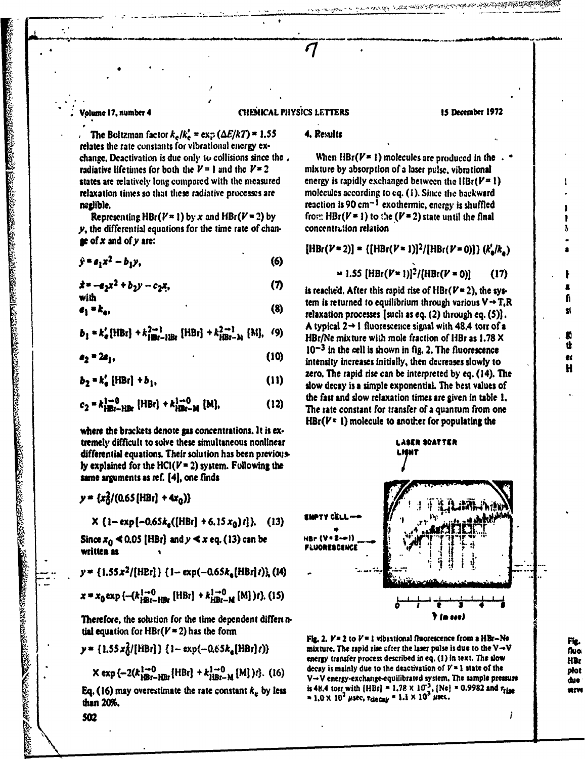The Boltzman factor $k_e/k_e' = \exp(\Delta E/kT) = 1.55$ relates the rate constants for vibrational energy exchange. Deactivation is due only to collisions since the radiative lifetimes for both the $V = 1$ and the $V = 2$ states are relatively long compared with the measured relaxation times so that these radiative processes are negligible.

Representing $HBr(V = 1)$ by $x$ and $HBr(V = 2)$ by $y$, the differential equations for the time rate of change of $x$ and of $y$ are:

$$\dot{y} = a_1 x^2 - b_1 y, \tag{6}$$

$$\dot{x} = -a_2 x^2 + b_2 y - c_2 x, \tag{7}$$

with

$$a_1 = k_e, \tag{8}$$

$$b_1 = k_e' [HBr] + k^{2\to 1}_{HBr-HBr} [HBr] + k^{2\to 1}_{HBr-M} [M], \tag{9}$$

$$a_2 = 2a_1, \tag{10}$$

$$b_2 = k_e' [HBr] + b_1, \tag{11}$$

$$c_2 = k^{1\to 0}_{HBr-HBr} [HBr] + k^{1\to 0}_{HBr-M} [M], \tag{12}$$

where the brackets denote gas concentrations. It is extremely difficult to solve these simultaneous nonlinear differential equations. Their solution has been previously explained for the $HCl(V = 2)$ system. Following the same arguments as ref. [4], one finds

$$y = \{x_0^2/(0.65 [HBr] + 4x_0)\} \times \{1 - \exp[-0.65 k_e([HBr] + 6.15 x_0) t]\}. \tag{13}$$

Since $x_0 \ll 0.05$ [HBr] and $y \ll x$ eq. (13) can be written as

$$y = \{1.55 x^2/[HBr]\} \{1 - \exp(-0.65 k_e [HBr] t)\}, \tag{14}$$

$$x = x_0 \exp\{-(k^{1\to 0}_{HBr-HBr} [HBr] + k^{1\to 0}_{HBr-M} [M]) t\}. \tag{15}$$

Therefore, the solution for the time dependent differential equation for $HBr(V = 2)$ has the form

$$y = \{1.55 x_0^2/[HBr]\} \{1 - \exp(-0.65 k_e [HBr] t)\} \times \exp\{-2(k^{1\to 0}_{HBr-HBr} [HBr] + k^{1\to 0}_{HBr-M} [M]) t\}. \tag{16}$$

Eq. (16) may overestimate the rate constant $k_e$ by less than 20%.

## 4. Results

When $HBr(V = 1)$ molecules are produced in the mixture by absorption of a laser pulse, vibrational energy is rapidly exchanged between the $HBr(V = 1)$ molecules according to eq. (1). Since the backward reaction is 90 cm$^{-1}$ exothermic, energy is shuffled from $HBr(V = 1)$ to the $(V = 2)$ state until the final concentration relation

$$[HBr(V = 2)] = \{[HBr(V = 1)]^2/[HBr(V = 0)]\} (k_e'/k_e)$$

$$= 1.55 [HBr(V = 1)]^2/[HBr(V = 0)] \tag{17}$$

is reached. After this rapid rise of $HBr(V = 2)$, the system is returned to equilibrium through various $V \to T,R$ relaxation processes [such as eq. (2) through eq. (5)]. A typical $2 \to 1$ fluorescence signal with 48.4 torr of a HBr/Ne mixture with mole fraction of HBr as $1.78 \times 10^{-3}$ in the cell is shown in fig. 2. The fluorescence intensity increases initially, then decreases slowly to zero. The rapid rise can be interpreted by eq. (14). The slow decay is a simple exponential. The best values of the fast and slow relaxation times are given in table 1. The rate constant for transfer of a quantum from one $HBr(V = 1)$ molecule to another for populating the

Fig. 2. $V = 2$ to $V = 1$ vibrational fluorescence from a HBr–Ne mixture. The rapid rise after the laser pulse is due to the V→V energy transfer process described in eq. (1) in text. The slow decay is mainly due to the deactivation of $V = 1$ state of the V→V energy-exchange-equilibrated system. The sample pressure is 48.4 torr with [HBr] = $1.78 \times 10^{-3}$, [Ne] = 0.9982 and $\tau_{rise} = 1.0 \times 10^2$ μsec, $\tau_{decay} = 1.1 \times 10^3$ μsec.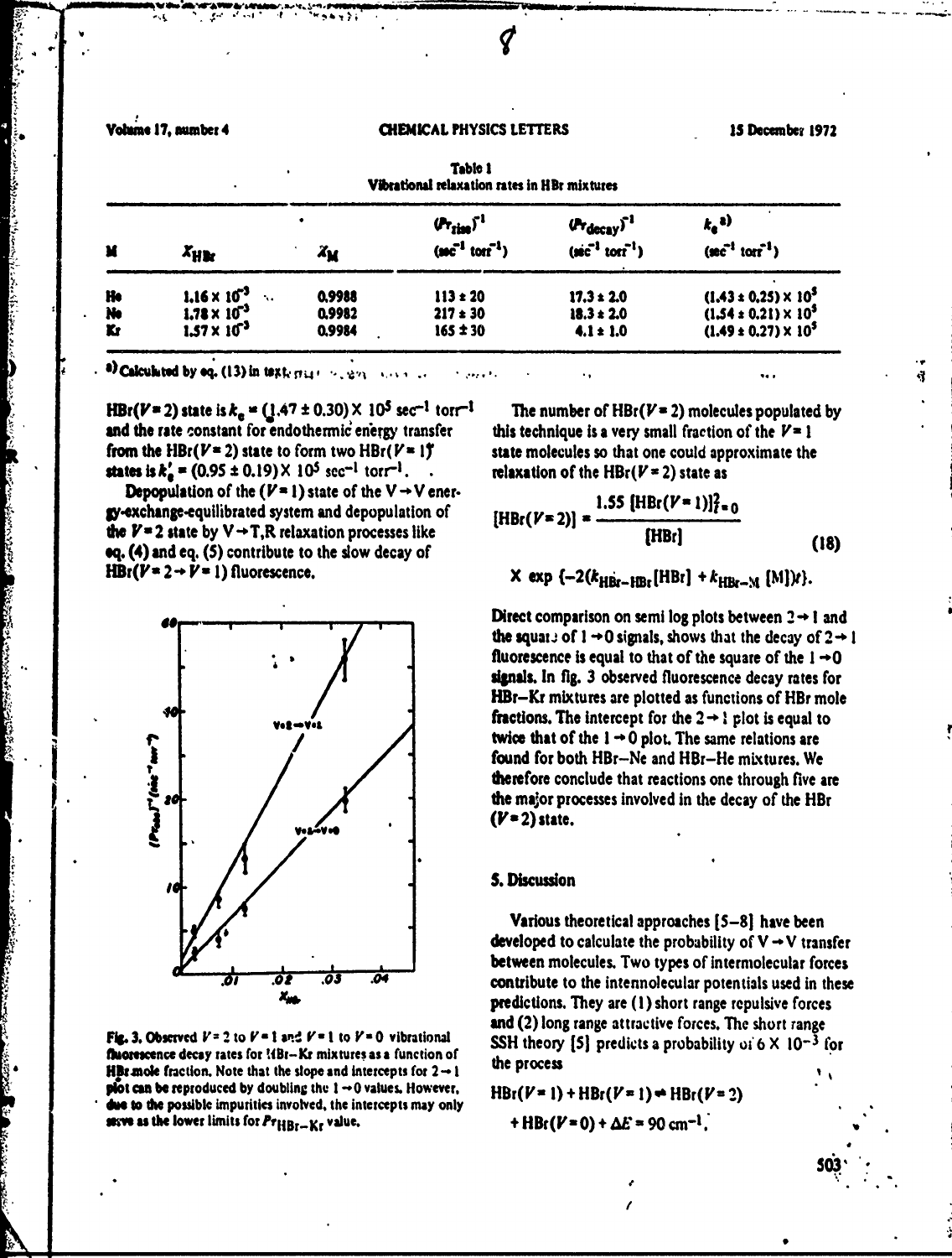Table 1
Vibrational relaxation rates in HBr mixtures

| M | $X_{HBr}$ | $X_M$ | $(P\tau_{rise})^{-1}$ ($sec^{-1}$ $torr^{-1}$) | $(P\tau_{decay})^{-1}$ ($sec^{-1}$ $torr^{-1}$) | $k_e$ [a] ($sec^{-1}$ $torr^{-1}$) |
|---|---|---|---|---|---|
| He | $1.16 \times 10^{-3}$ | 0.9988 | $113 \pm 20$ | $17.3 \pm 2.0$ | $(1.43 \pm 0.25) \times 10^5$ |
| Ne | $1.78 \times 10^{-3}$ | 0.9982 | $217 \pm 30$ | $18.3 \pm 2.0$ | $(1.54 \pm 0.21) \times 10^5$ |
| Kr | $1.57 \times 10^{-3}$ | 0.9984 | $165 \pm 30$ | $4.1 \pm 1.0$ | $(1.49 \pm 0.27) \times 10^5$ |

[a] Calculated by eq. (13) in text.

$HBr(V=2)$ state is $k_e = (1.47 \pm 0.30) \times 10^5$ $sec^{-1}$ $torr^{-1}$ and the rate constant for endothermic energy transfer from the $HBr(V=2)$ state to form two $HBr(V=1)$ states is $k_e' = (0.95 \pm 0.19) \times 10^5$ $sec^{-1}$ $torr^{-1}$.

Depopulation of the $(V=1)$ state of the $V \to V$ energy-exchange-equilibrated system and depopulation of the $V=2$ state by $V \to T,R$ relaxation processes like eq. (4) and eq. (5) contribute to the slow decay of $HBr(V=2 \to V=1)$ fluorescence.

Fig. 3. Observed $V=2$ to $V=1$ and $V=1$ to $V=0$ vibrational fluorescence decay rates for HBr–Kr mixtures as a function of HBr mole fraction. Note that the slope and intercepts for $2 \to 1$ plot can be reproduced by doubling the $1 \to 0$ values. However, due to the possible impurities involved, the intercepts may only serve as the lower limits for $P\tau_{HBr-Kr}$ value.

The number of $HBr(V=2)$ molecules populated by this technique is a very small fraction of the $V=1$ state molecules so that one could approximate the relaxation of the $HBr(V=2)$ state as

$$[HBr(V=2)] = \frac{1.55\, [HBr(V=1)]_{t=0}^2}{[HBr]} \times \exp\{-2(k_{HBr-HBr}[HBr] + k_{HBr-M}[M])t\}. \quad (18)$$

Direct comparison on semi log plots between $2 \to 1$ and the square of $1 \to 0$ signals, shows that the decay of $2 \to 1$ fluorescence is equal to that of the square of the $1 \to 0$ signals. In fig. 3 observed fluorescence decay rates for HBr–Kr mixtures are plotted as functions of HBr mole fractions. The intercept for the $2 \to 1$ plot is equal to twice that of the $1 \to 0$ plot. The same relations are found for both HBr–Ne and HBr–He mixtures. We therefore conclude that reactions one through five are the major processes involved in the decay of the HBr $(V=2)$ state.

## 5. Discussion

Various theoretical approaches [5–8] have been developed to calculate the probability of $V \to V$ transfer between molecules. Two types of intermolecular forces contribute to the intermolecular potentials used in these predictions. They are (1) short range repulsive forces and (2) long range attractive forces. The short range SSH theory [5] predicts a probability of $6 \times 10^{-3}$ for the process

$$HBr(V=1) + HBr(V=1) \rightleftharpoons HBr(V=2) + HBr(V=0) + \Delta E = 90\ cm^{-1}.$$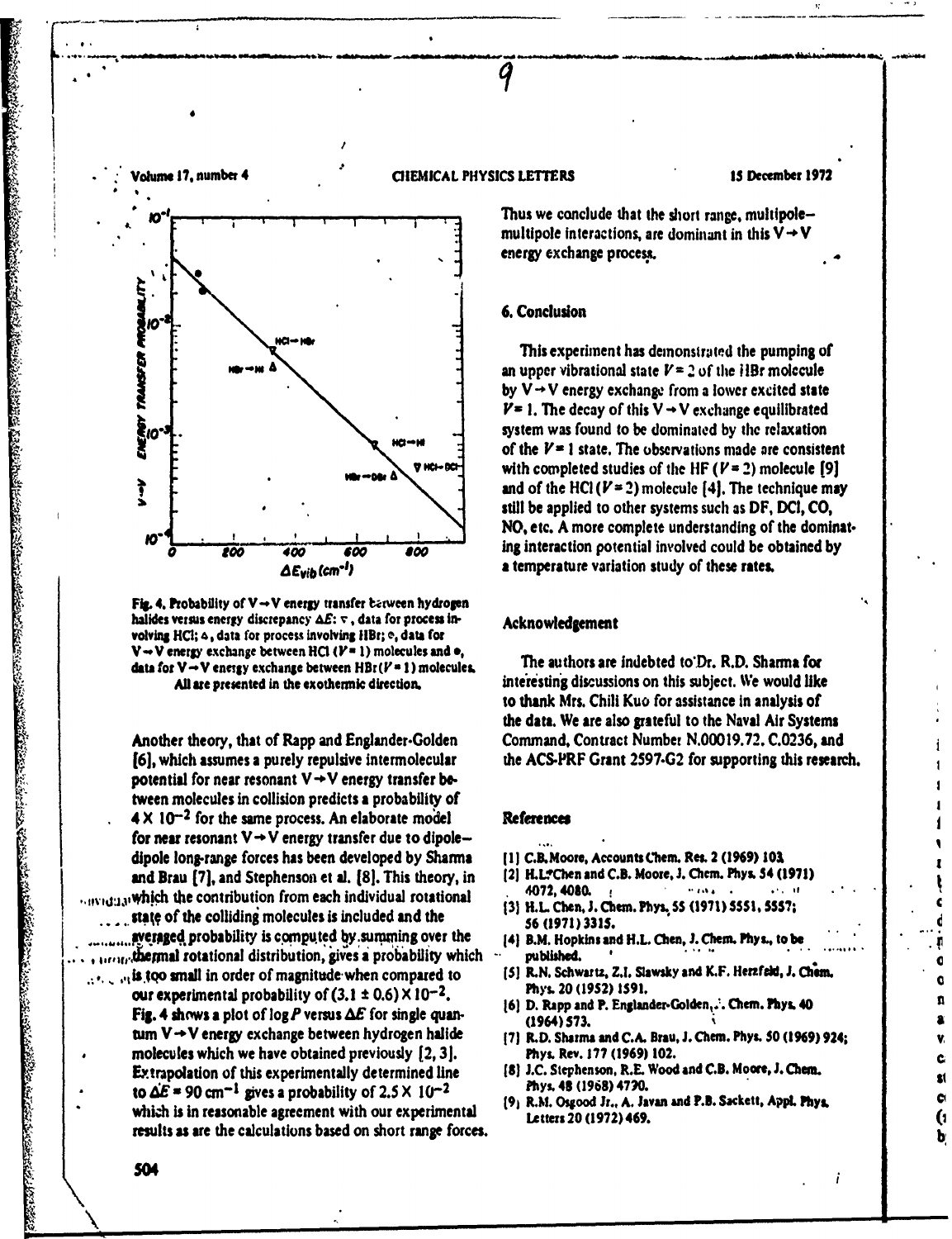$10^{-1}$

$10^{-2}$

$10^{-3}$

$10^{-4}$

V→V ENERGY TRANSFER PROBABILITY

HCl→HBr

HBr→HI

HCl→HI

HCl→DCl

HBr→DBr

0 200 400 600 800

$\Delta E_{vib}$ ($cm^{-1}$)

Fig. 4. Probability of V→V energy transfer between hydrogen halides versus energy discrepancy $\Delta E$: ▽, data for process involving HCl; △, data for process involving HBr; ○, data for V→V energy exchange between HCl ($V = 1$) molecules and ●, data for V→V energy exchange between HBr($V = 1$) molecules. All are presented in the exothermic direction.

Another theory, that of Rapp and Englander-Golden [6], which assumes a purely repulsive intermolecular potential for near resonant V→V energy transfer between molecules in collision predicts a probability of $4 \times 10^{-2}$ for the same process. An elaborate model for near resonant V→V energy transfer due to dipole–dipole long-range forces has been developed by Sharma and Brau [7], and Stephenson et al. [8]. This theory, in which the contribution from each individual rotational state of the colliding molecules is included and the averaged probability is computed by summing over the thermal rotational distribution, gives a probability which is too small in order of magnitude when compared to our experimental probability of $(3.1 \pm 0.6) \times 10^{-2}$. Fig. 4 shows a plot of log $P$ versus $\Delta E$ for single quantum V→V energy exchange between hydrogen halide molecules which we have obtained previously [2, 3]. Extrapolation of this experimentally determined line to $\Delta E = 90\ cm^{-1}$ gives a probability of $2.5 \times 10^{-2}$ which is in reasonable agreement with our experimental results as are the calculations based on short range forces. Thus we conclude that the short range, multipole–multipole interactions, are dominant in this V→V energy exchange process.

## 6. Conclusion

This experiment has demonstrated the pumping of an upper vibrational state $V = 2$ of the HBr molecule by V→V energy exchange from a lower excited state $V = 1$. The decay of this V→V exchange equilibrated system was found to be dominated by the relaxation of the $V = 1$ state. The observations made are consistent with completed studies of the HF ($V = 2$) molecule [9] and of the HCl ($V = 2$) molecule [4]. The technique may still be applied to other systems such as DF, DCl, CO, NO, etc. A more complete understanding of the dominating interaction potential involved could be obtained by a temperature variation study of these rates.

## Acknowledgement

The authors are indebted to Dr. R.D. Sharma for interesting discussions on this subject. We would like to thank Mrs. Chili Kuo for assistance in analysis of the data. We are also grateful to the Naval Air Systems Command, Contract Number N.00019.72. C.0236, and the ACS-PRF Grant 2597-G2 for supporting this research.

## References

[1] C.B. Moore, Accounts Chem. Res. 2 (1969) 103.

[2] H.L. Chen and C.B. Moore, J. Chem. Phys. 54 (1971) 4072, 4080.

[3] H.L. Chen, J. Chem. Phys. 55 (1971) 5551, 5557; 56 (1971) 3315.

[4] B.M. Hopkins and H.L. Chen, J. Chem. Phys., to be published.

[5] R.N. Schwartz, Z.I. Slawsky and K.F. Herzfeld, J. Chem. Phys. 20 (1952) 1591.

[6] D. Rapp and P. Englander-Golden, J. Chem. Phys. 40 (1964) 573.

[7] R.D. Sharma and C.A. Brau, J. Chem. Phys. 50 (1969) 924; Phys. Rev. 177 (1969) 102.

[8] J.C. Stephenson, R.E. Wood and C.B. Moore, J. Chem. Phys. 48 (1968) 4790.

[9] R.M. Osgood Jr., A. Javan and P.B. Sackett, Appl. Phys. Letters 20 (1972) 469.